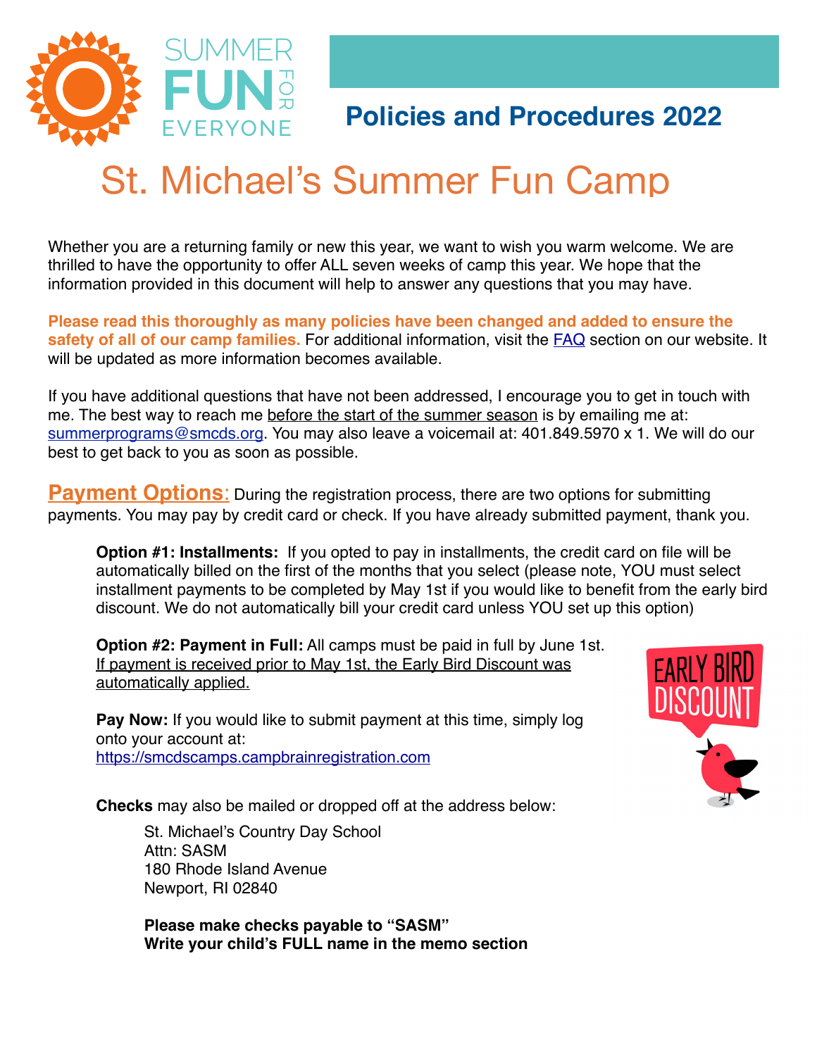SUMMER FUN FOR EVERYONE

## Policies and Procedures 2022

# St. Michael's Summer Fun Camp

Whether you are a returning family or new this year, we want to wish you warm welcome. We are thrilled to have the opportunity to offer ALL seven weeks of camp this year. We hope that the information provided in this document will help to answer any questions that you may have.

**Please read this thoroughly as many policies have been changed and added to ensure the safety of all of our camp families.** For additional information, visit the FAQ section on our website. It will be updated as more information becomes available.

If you have additional questions that have not been addressed, I encourage you to get in touch with me. The best way to reach me before the start of the summer season is by emailing me at: summerprograms@smcds.org. You may also leave a voicemail at: 401.849.5970 x 1. We will do our best to get back to you as soon as possible.

**Payment Options**: During the registration process, there are two options for submitting payments. You may pay by credit card or check. If you have already submitted payment, thank you.

**Option #1: Installments:** If you opted to pay in installments, the credit card on file will be automatically billed on the first of the months that you select (please note, YOU must select installment payments to be completed by May 1st if you would like to benefit from the early bird discount. We do not automatically bill your credit card unless YOU set up this option)

**Option #2: Payment in Full:** All camps must be paid in full by June 1st. If payment is received prior to May 1st, the Early Bird Discount was automatically applied.

EARLY BIRD DISCOUNT

**Pay Now:** If you would like to submit payment at this time, simply log onto your account at: https://smcdscamps.campbrainregistration.com

**Checks** may also be mailed or dropped off at the address below:

St. Michael's Country Day School
Attn: SASM
180 Rhode Island Avenue
Newport, RI 02840

**Please make checks payable to "SASM"**
**Write your child's FULL name in the memo section**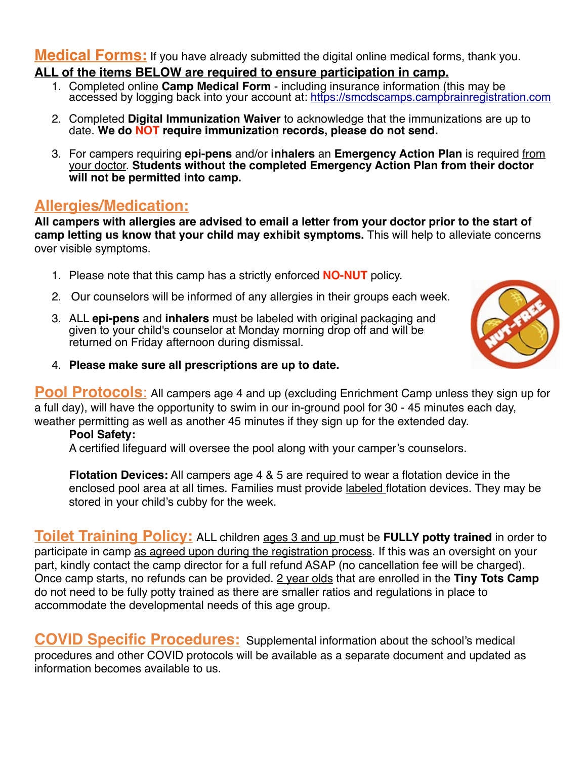## Medical Forms:

If you have already submitted the digital online medical forms, thank you.

**ALL of the items BELOW are required to ensure participation in camp.**

1. Completed online **Camp Medical Form** - including insurance information (this may be accessed by logging back into your account at: https://smcdscamps.campbrainregistration.com
2. Completed **Digital Immunization Waiver** to acknowledge that the immunizations are up to date. **We do NOT require immunization records, please do not send.**
3. For campers requiring **epi-pens** and/or **inhalers** an **Emergency Action Plan** is required from your doctor. **Students without the completed Emergency Action Plan from their doctor will not be permitted into camp.**

## Allergies/Medication:

**All campers with allergies are advised to email a letter from your doctor prior to the start of camp letting us know that your child may exhibit symptoms.** This will help to alleviate concerns over visible symptoms.

1. Please note that this camp has a strictly enforced **NO-NUT** policy.
2. Our counselors will be informed of any allergies in their groups each week.
3. ALL **epi-pens** and **inhalers** must be labeled with original packaging and given to your child's counselor at Monday morning drop off and will be returned on Friday afternoon during dismissal.
4. **Please make sure all prescriptions are up to date.**

## Pool Protocols:

All campers age 4 and up (excluding Enrichment Camp unless they sign up for a full day), will have the opportunity to swim in our in-ground pool for 30 - 45 minutes each day, weather permitting as well as another 45 minutes if they sign up for the extended day.

**Pool Safety:**
A certified lifeguard will oversee the pool along with your camper's counselors.

**Flotation Devices:** All campers age 4 & 5 are required to wear a flotation device in the enclosed pool area at all times. Families must provide labeled flotation devices. They may be stored in your child's cubby for the week.

## Toilet Training Policy:

ALL children ages 3 and up must be **FULLY potty trained** in order to participate in camp as agreed upon during the registration process. If this was an oversight on your part, kindly contact the camp director for a full refund ASAP (no cancellation fee will be charged). Once camp starts, no refunds can be provided. 2 year olds that are enrolled in the **Tiny Tots Camp** do not need to be fully potty trained as there are smaller ratios and regulations in place to accommodate the developmental needs of this age group.

## COVID Specific Procedures:

Supplemental information about the school's medical procedures and other COVID protocols will be available as a separate document and updated as information becomes available to us.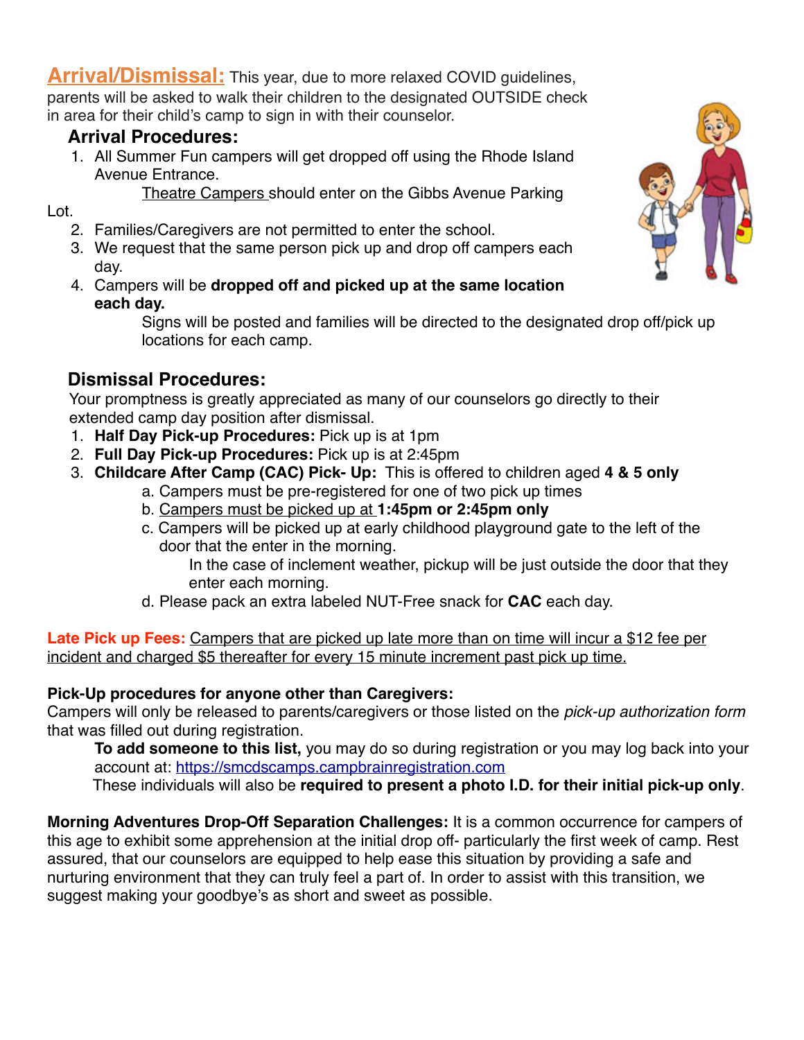## Arrival/Dismissal:

This year, due to more relaxed COVID guidelines, parents will be asked to walk their children to the designated OUTSIDE check in area for their child's camp to sign in with their counselor.

### Arrival Procedures:

1. All Summer Fun campers will get dropped off using the Rhode Island Avenue Entrance.
   Theatre Campers should enter on the Gibbs Avenue Parking Lot.
2. Families/Caregivers are not permitted to enter the school.
3. We request that the same person pick up and drop off campers each day.
4. Campers will be **dropped off and picked up at the same location each day.**
   Signs will be posted and families will be directed to the designated drop off/pick up locations for each camp.

### Dismissal Procedures:

Your promptness is greatly appreciated as many of our counselors go directly to their extended camp day position after dismissal.

1. **Half Day Pick-up Procedures:** Pick up is at 1pm
2. **Full Day Pick-up Procedures:** Pick up is at 2:45pm
3. **Childcare After Camp (CAC) Pick- Up:** This is offered to children aged **4 & 5 only**
   a. Campers must be pre-registered for one of two pick up times
   b. Campers must be picked up at **1:45pm or 2:45pm only**
   c. Campers will be picked up at early childhood playground gate to the left of the door that the enter in the morning.
      In the case of inclement weather, pickup will be just outside the door that they enter each morning.
   d. Please pack an extra labeled NUT-Free snack for **CAC** each day.

**Late Pick up Fees:** Campers that are picked up late more than on time will incur a $12 fee per incident and charged $5 thereafter for every 15 minute increment past pick up time.

**Pick-Up procedures for anyone other than Caregivers:**
Campers will only be released to parents/caregivers or those listed on the *pick-up authorization form* that was filled out during registration.

**To add someone to this list,** you may do so during registration or you may log back into your account at: https://smcdscamps.campbrainregistration.com
These individuals will also be **required to present a photo I.D. for their initial pick-up only**.

**Morning Adventures Drop-Off Separation Challenges:** It is a common occurrence for campers of this age to exhibit some apprehension at the initial drop off- particularly the first week of camp. Rest assured, that our counselors are equipped to help ease this situation by providing a safe and nurturing environment that they can truly feel a part of. In order to assist with this transition, we suggest making your goodbye's as short and sweet as possible.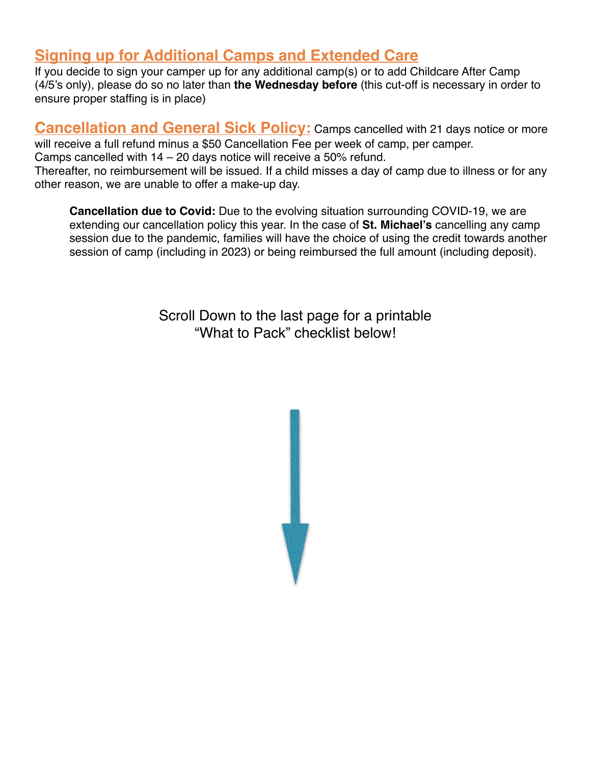## Signing up for Additional Camps and Extended Care

If you decide to sign your camper up for any additional camp(s) or to add Childcare After Camp (4/5's only), please do so no later than **the Wednesday before** (this cut-off is necessary in order to ensure proper staffing is in place)

## Cancellation and General Sick Policy:

Camps cancelled with 21 days notice or more will receive a full refund minus a $50 Cancellation Fee per week of camp, per camper.
Camps cancelled with 14 – 20 days notice will receive a 50% refund.
Thereafter, no reimbursement will be issued. If a child misses a day of camp due to illness or for any other reason, we are unable to offer a make-up day.

> **Cancellation due to Covid:** Due to the evolving situation surrounding COVID-19, we are extending our cancellation policy this year. In the case of **St. Michael's** cancelling any camp session due to the pandemic, families will have the choice of using the credit towards another session of camp (including in 2023) or being reimbursed the full amount (including deposit).

Scroll Down to the last page for a printable "What to Pack" checklist below!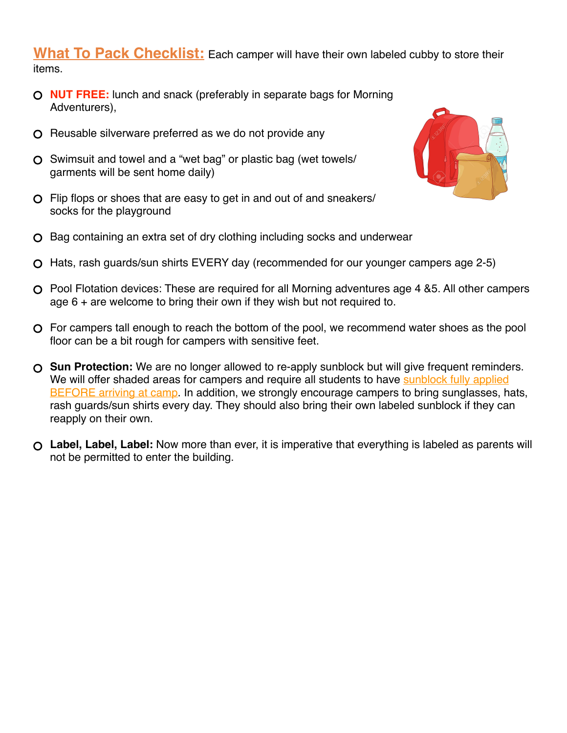**What To Pack Checklist:** Each camper will have their own labeled cubby to store their items.

- **NUT FREE:** lunch and snack (preferably in separate bags for Morning Adventurers),
- Reusable silverware preferred as we do not provide any
- Swimsuit and towel and a "wet bag" or plastic bag (wet towels/ garments will be sent home daily)
- Flip flops or shoes that are easy to get in and out of and sneakers/ socks for the playground
- Bag containing an extra set of dry clothing including socks and underwear
- Hats, rash guards/sun shirts EVERY day (recommended for our younger campers age 2-5)
- Pool Flotation devices: These are required for all Morning adventures age 4 &5. All other campers age 6 + are welcome to bring their own if they wish but not required to.
- For campers tall enough to reach the bottom of the pool, we recommend water shoes as the pool floor can be a bit rough for campers with sensitive feet.
- **Sun Protection:** We are no longer allowed to re-apply sunblock but will give frequent reminders. We will offer shaded areas for campers and require all students to have sunblock fully applied BEFORE arriving at camp. In addition, we strongly encourage campers to bring sunglasses, hats, rash guards/sun shirts every day. They should also bring their own labeled sunblock if they can reapply on their own.
- **Label, Label, Label:** Now more than ever, it is imperative that everything is labeled as parents will not be permitted to enter the building.